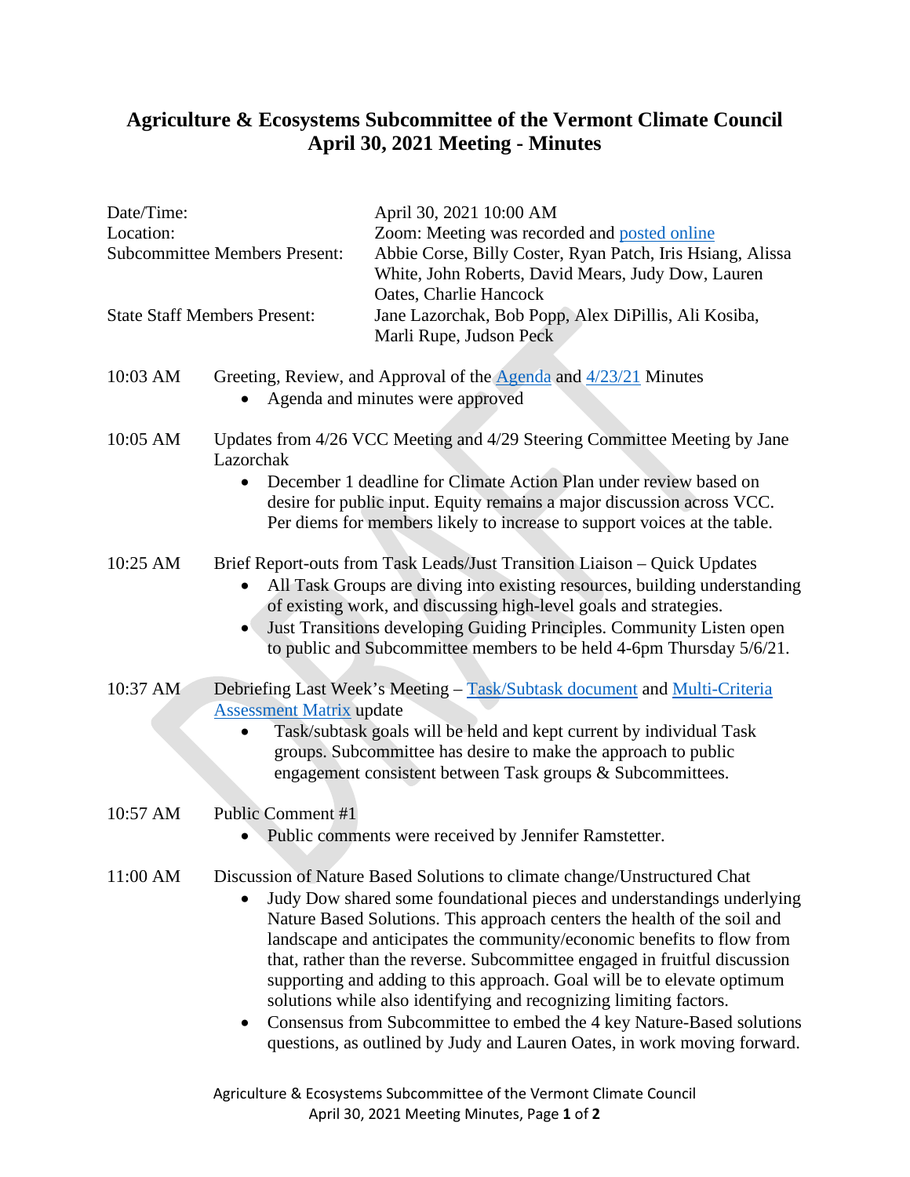# Agriculture & Ecosystems Subcommittee of the Vermont Climate Council
## April 30, 2021 Meeting - Minutes

| | |
|---|---|
| Date/Time: | April 30, 2021 10:00 AM |
| Location: | Zoom: Meeting was recorded and posted online |
| Subcommittee Members Present: | Abbie Corse, Billy Coster, Ryan Patch, Iris Hsiang, Alissa White, John Roberts, David Mears, Judy Dow, Lauren Oates, Charlie Hancock |
| State Staff Members Present: | Jane Lazorchak, Bob Popp, Alex DiPillis, Ali Kosiba, Marli Rupe, Judson Peck |

**10:03 AM** Greeting, Review, and Approval of the Agenda and 4/23/21 Minutes

- Agenda and minutes were approved

**10:05 AM** Updates from 4/26 VCC Meeting and 4/29 Steering Committee Meeting by Jane Lazorchak

- December 1 deadline for Climate Action Plan under review based on desire for public input. Equity remains a major discussion across VCC. Per diems for members likely to increase to support voices at the table.

**10:25 AM** Brief Report-outs from Task Leads/Just Transition Liaison – Quick Updates

- All Task Groups are diving into existing resources, building understanding of existing work, and discussing high-level goals and strategies.
- Just Transitions developing Guiding Principles. Community Listen open to public and Subcommittee members to be held 4-6pm Thursday 5/6/21.

**10:37 AM** Debriefing Last Week's Meeting – Task/Subtask document and Multi-Criteria Assessment Matrix update

- Task/subtask goals will be held and kept current by individual Task groups. Subcommittee has desire to make the approach to public engagement consistent between Task groups & Subcommittees.

**10:57 AM** Public Comment #1

- Public comments were received by Jennifer Ramstetter.

**11:00 AM** Discussion of Nature Based Solutions to climate change/Unstructured Chat

- Judy Dow shared some foundational pieces and understandings underlying Nature Based Solutions. This approach centers the health of the soil and landscape and anticipates the community/economic benefits to flow from that, rather than the reverse. Subcommittee engaged in fruitful discussion supporting and adding to this approach. Goal will be to elevate optimum solutions while also identifying and recognizing limiting factors.
- Consensus from Subcommittee to embed the 4 key Nature-Based solutions questions, as outlined by Judy and Lauren Oates, in work moving forward.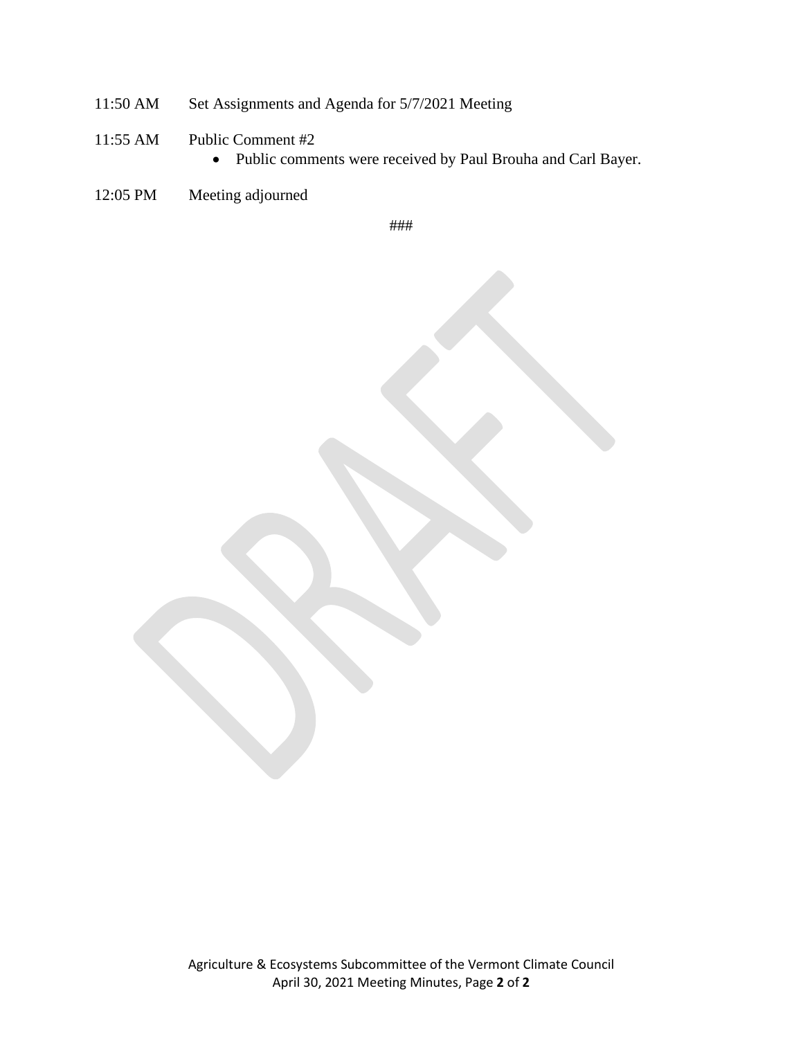11:50 AM Set Assignments and Agenda for 5/7/2021 Meeting

11:55 AM Public Comment #2

- Public comments were received by Paul Brouha and Carl Bayer.

12:05 PM Meeting adjourned

###